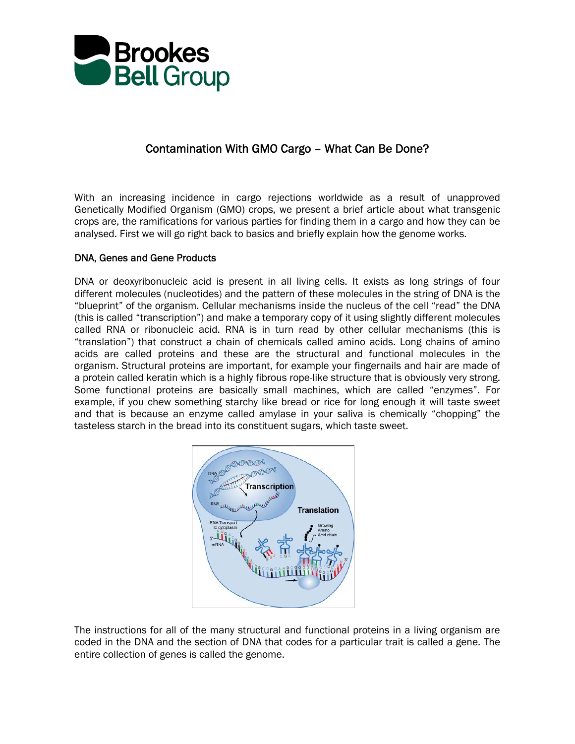# Contamination With GMO Cargo – What Can Be Done?

With an increasing incidence in cargo rejections worldwide as a result of unapproved Genetically Modified Organism (GMO) crops, we present a brief article about what transgenic crops are, the ramifications for various parties for finding them in a cargo and how they can be analysed. First we will go right back to basics and briefly explain how the genome works.

## DNA, Genes and Gene Products

DNA or deoxyribonucleic acid is present in all living cells. It exists as long strings of four different molecules (nucleotides) and the pattern of these molecules in the string of DNA is the "blueprint" of the organism. Cellular mechanisms inside the nucleus of the cell "read" the DNA (this is called "transcription") and make a temporary copy of it using slightly different molecules called RNA or ribonucleic acid. RNA is in turn read by other cellular mechanisms (this is "translation") that construct a chain of chemicals called amino acids. Long chains of amino acids are called proteins and these are the structural and functional molecules in the organism. Structural proteins are important, for example your fingernails and hair are made of a protein called keratin which is a highly fibrous rope-like structure that is obviously very strong. Some functional proteins are basically small machines, which are called "enzymes". For example, if you chew something starchy like bread or rice for long enough it will taste sweet and that is because an enzyme called amylase in your saliva is chemically "chopping" the tasteless starch in the bread into its constituent sugars, which taste sweet.

The instructions for all of the many structural and functional proteins in a living organism are coded in the DNA and the section of DNA that codes for a particular trait is called a gene. The entire collection of genes is called the genome.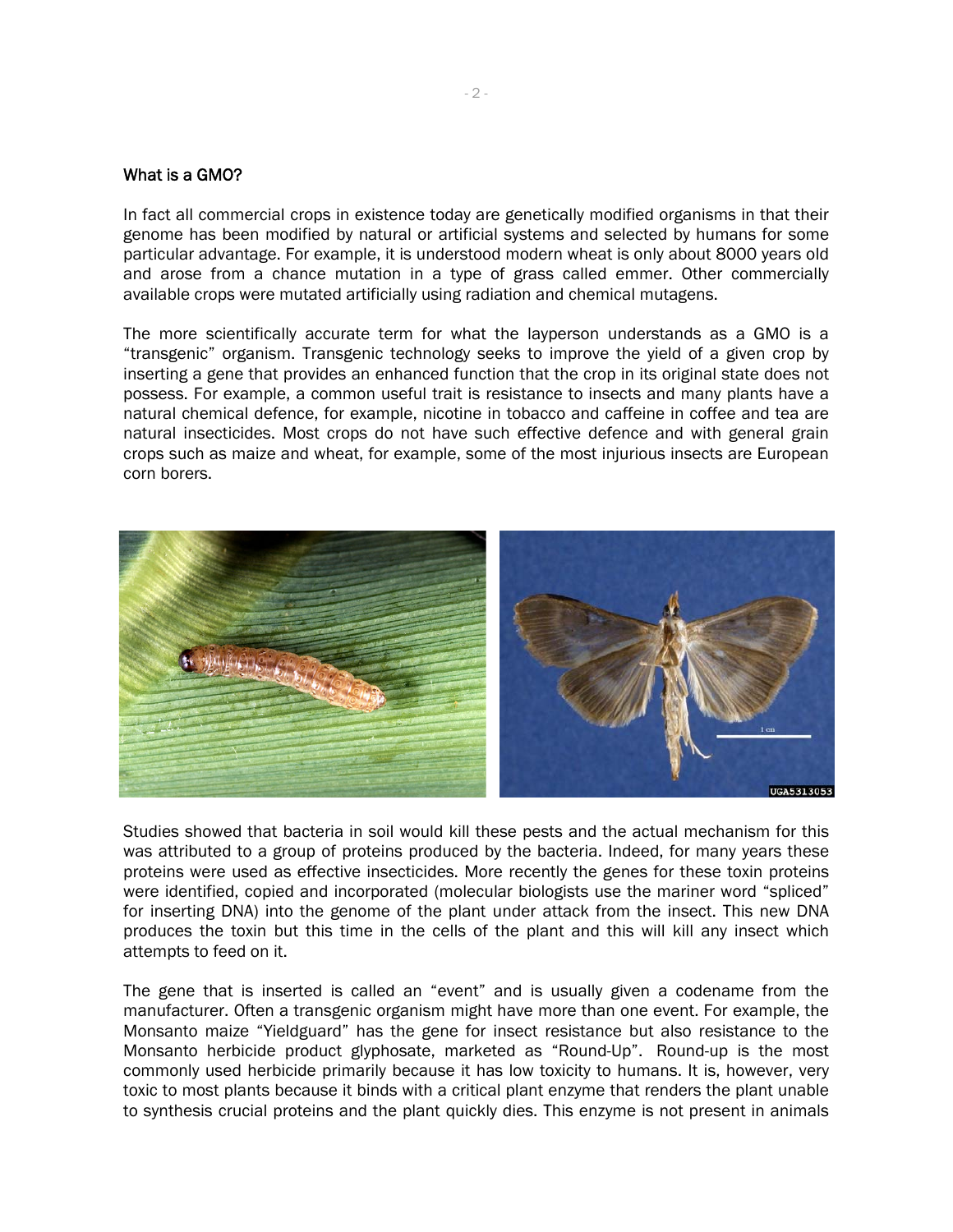### What is a GMO?

In fact all commercial crops in existence today are genetically modified organisms in that their genome has been modified by natural or artificial systems and selected by humans for some particular advantage. For example, it is understood modern wheat is only about 8000 years old and arose from a chance mutation in a type of grass called emmer. Other commercially available crops were mutated artificially using radiation and chemical mutagens.

The more scientifically accurate term for what the layperson understands as a GMO is a "transgenic" organism. Transgenic technology seeks to improve the yield of a given crop by inserting a gene that provides an enhanced function that the crop in its original state does not possess. For example, a common useful trait is resistance to insects and many plants have a natural chemical defence, for example, nicotine in tobacco and caffeine in coffee and tea are natural insecticides. Most crops do not have such effective defence and with general grain crops such as maize and wheat, for example, some of the most injurious insects are European corn borers.

Studies showed that bacteria in soil would kill these pests and the actual mechanism for this was attributed to a group of proteins produced by the bacteria. Indeed, for many years these proteins were used as effective insecticides. More recently the genes for these toxin proteins were identified, copied and incorporated (molecular biologists use the mariner word "spliced" for inserting DNA) into the genome of the plant under attack from the insect. This new DNA produces the toxin but this time in the cells of the plant and this will kill any insect which attempts to feed on it.

The gene that is inserted is called an "event" and is usually given a codename from the manufacturer. Often a transgenic organism might have more than one event. For example, the Monsanto maize "Yieldguard" has the gene for insect resistance but also resistance to the Monsanto herbicide product glyphosate, marketed as "Round-Up". Round-up is the most commonly used herbicide primarily because it has low toxicity to humans. It is, however, very toxic to most plants because it binds with a critical plant enzyme that renders the plant unable to synthesis crucial proteins and the plant quickly dies. This enzyme is not present in animals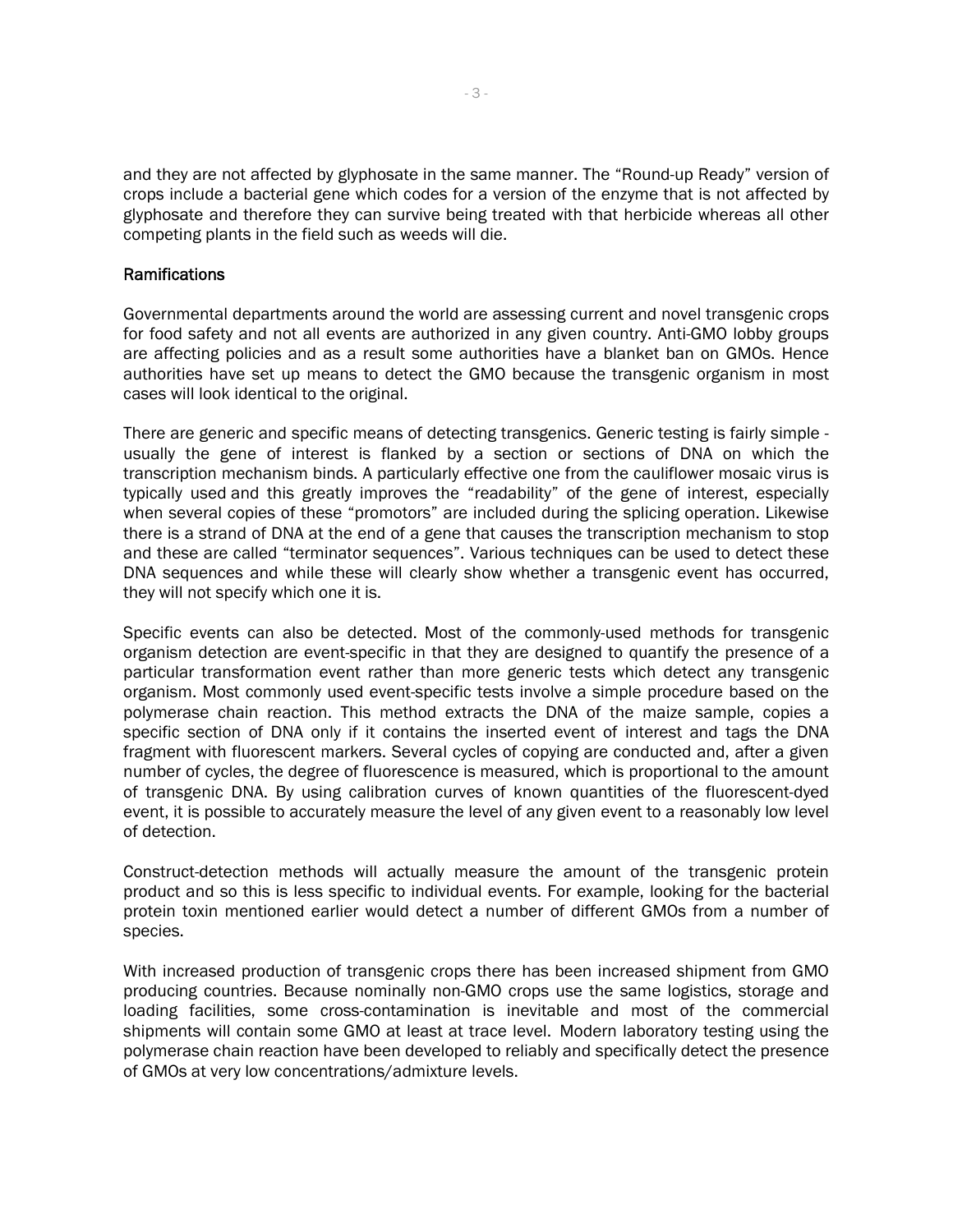and they are not affected by glyphosate in the same manner. The “Round-up Ready” version of crops include a bacterial gene which codes for a version of the enzyme that is not affected by glyphosate and therefore they can survive being treated with that herbicide whereas all other competing plants in the field such as weeds will die.

## Ramifications

Governmental departments around the world are assessing current and novel transgenic crops for food safety and not all events are authorized in any given country. Anti-GMO lobby groups are affecting policies and as a result some authorities have a blanket ban on GMOs. Hence authorities have set up means to detect the GMO because the transgenic organism in most cases will look identical to the original.

There are generic and specific means of detecting transgenics. Generic testing is fairly simple - usually the gene of interest is flanked by a section or sections of DNA on which the transcription mechanism binds. A particularly effective one from the cauliflower mosaic virus is typically used and this greatly improves the “readability” of the gene of interest, especially when several copies of these “promotors” are included during the splicing operation. Likewise there is a strand of DNA at the end of a gene that causes the transcription mechanism to stop and these are called “terminator sequences”. Various techniques can be used to detect these DNA sequences and while these will clearly show whether a transgenic event has occurred, they will not specify which one it is.

Specific events can also be detected. Most of the commonly-used methods for transgenic organism detection are event-specific in that they are designed to quantify the presence of a particular transformation event rather than more generic tests which detect any transgenic organism. Most commonly used event-specific tests involve a simple procedure based on the polymerase chain reaction. This method extracts the DNA of the maize sample, copies a specific section of DNA only if it contains the inserted event of interest and tags the DNA fragment with fluorescent markers. Several cycles of copying are conducted and, after a given number of cycles, the degree of fluorescence is measured, which is proportional to the amount of transgenic DNA. By using calibration curves of known quantities of the fluorescent-dyed event, it is possible to accurately measure the level of any given event to a reasonably low level of detection.

Construct-detection methods will actually measure the amount of the transgenic protein product and so this is less specific to individual events. For example, looking for the bacterial protein toxin mentioned earlier would detect a number of different GMOs from a number of species.

With increased production of transgenic crops there has been increased shipment from GMO producing countries. Because nominally non-GMO crops use the same logistics, storage and loading facilities, some cross-contamination is inevitable and most of the commercial shipments will contain some GMO at least at trace level. Modern laboratory testing using the polymerase chain reaction have been developed to reliably and specifically detect the presence of GMOs at very low concentrations/admixture levels.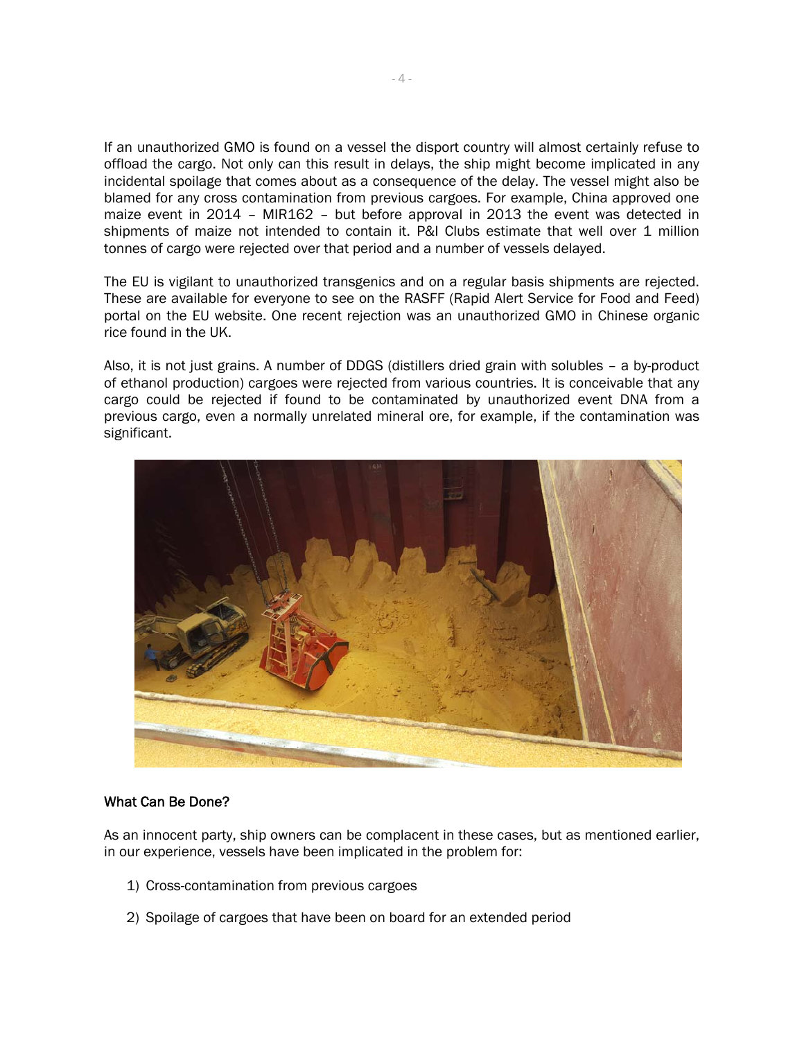If an unauthorized GMO is found on a vessel the disport country will almost certainly refuse to offload the cargo. Not only can this result in delays, the ship might become implicated in any incidental spoilage that comes about as a consequence of the delay. The vessel might also be blamed for any cross contamination from previous cargoes. For example, China approved one maize event in 2014 – MIR162 – but before approval in 2013 the event was detected in shipments of maize not intended to contain it. P&I Clubs estimate that well over 1 million tonnes of cargo were rejected over that period and a number of vessels delayed.

The EU is vigilant to unauthorized transgenics and on a regular basis shipments are rejected. These are available for everyone to see on the RASFF (Rapid Alert Service for Food and Feed) portal on the EU website. One recent rejection was an unauthorized GMO in Chinese organic rice found in the UK.

Also, it is not just grains. A number of DDGS (distillers dried grain with solubles – a by-product of ethanol production) cargoes were rejected from various countries. It is conceivable that any cargo could be rejected if found to be contaminated by unauthorized event DNA from a previous cargo, even a normally unrelated mineral ore, for example, if the contamination was significant.

## What Can Be Done?

As an innocent party, ship owners can be complacent in these cases, but as mentioned earlier, in our experience, vessels have been implicated in the problem for:

1) Cross-contamination from previous cargoes

2) Spoilage of cargoes that have been on board for an extended period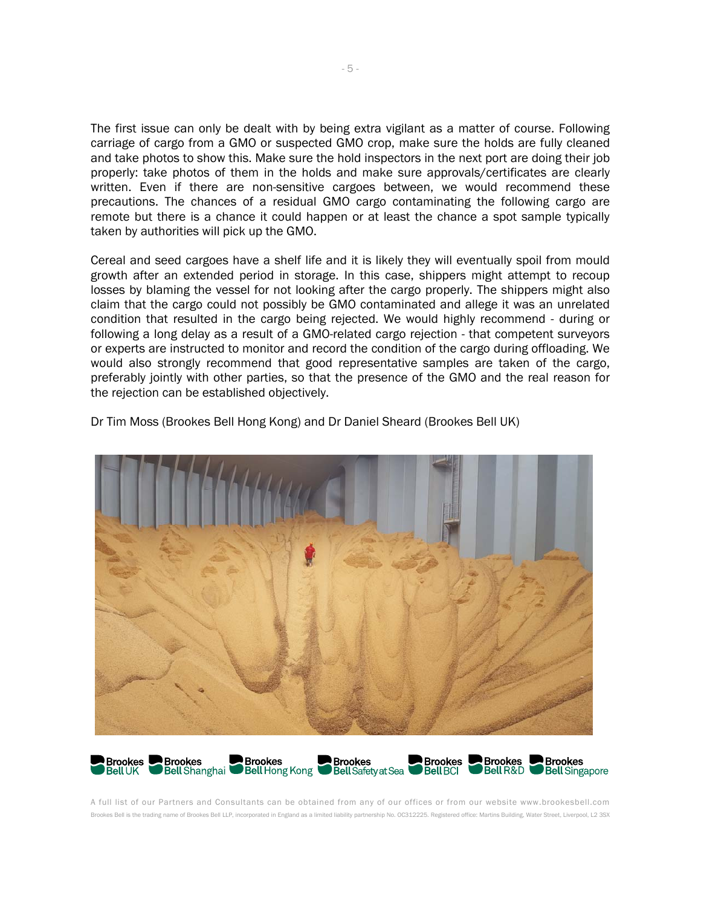The first issue can only be dealt with by being extra vigilant as a matter of course. Following carriage of cargo from a GMO or suspected GMO crop, make sure the holds are fully cleaned and take photos to show this. Make sure the hold inspectors in the next port are doing their job properly: take photos of them in the holds and make sure approvals/certificates are clearly written. Even if there are non-sensitive cargoes between, we would recommend these precautions. The chances of a residual GMO cargo contaminating the following cargo are remote but there is a chance it could happen or at least the chance a spot sample typically taken by authorities will pick up the GMO.

Cereal and seed cargoes have a shelf life and it is likely they will eventually spoil from mould growth after an extended period in storage. In this case, shippers might attempt to recoup losses by blaming the vessel for not looking after the cargo properly. The shippers might also claim that the cargo could not possibly be GMO contaminated and allege it was an unrelated condition that resulted in the cargo being rejected. We would highly recommend - during or following a long delay as a result of a GMO-related cargo rejection - that competent surveyors or experts are instructed to monitor and record the condition of the cargo during offloading. We would also strongly recommend that good representative samples are taken of the cargo, preferably jointly with other parties, so that the presence of the GMO and the real reason for the rejection can be established objectively.

Dr Tim Moss (Brookes Bell Hong Kong) and Dr Daniel Sheard (Brookes Bell UK)

Brookes Bell UK | Brookes Bell Shanghai | Brookes Bell Hong Kong | Brookes Bell Safety at Sea | Brookes Bell BCI | Brookes Bell R&D | Brookes Bell Singapore

A full list of our Partners and Consultants can be obtained from any of our offices or from our website www.brookesbell.com

Brookes Bell is the trading name of Brookes Bell LLP, incorporated in England as a limited liability partnership No. OC312225. Registered office: Martins Building, Water Street, Liverpool, L2 3SX